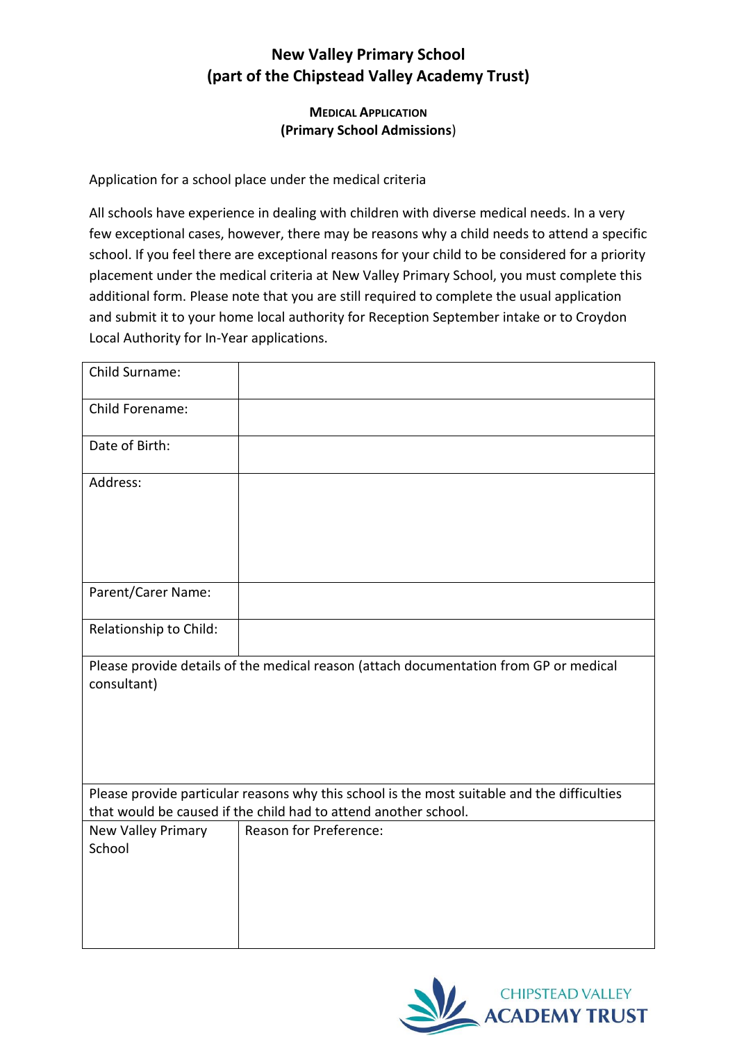# New Valley Primary School
# (part of the Chipstead Valley Academy Trust)

## MEDICAL APPLICATION
## (Primary School Admissions)

Application for a school place under the medical criteria

All schools have experience in dealing with children with diverse medical needs. In a very few exceptional cases, however, there may be reasons why a child needs to attend a specific school. If you feel there are exceptional reasons for your child to be considered for a priority placement under the medical criteria at New Valley Primary School, you must complete this additional form. Please note that you are still required to complete the usual application and submit it to your home local authority for Reception September intake or to Croydon Local Authority for In-Year applications.

| | |
|---|---|
| Child Surname: | |
| Child Forename: | |
| Date of Birth: | |
| Address: | |
| Parent/Carer Name: | |
| Relationship to Child: | |
| Please provide details of the medical reason (attach documentation from GP or medical consultant) | |
| Please provide particular reasons why this school is the most suitable and the difficulties that would be caused if the child had to attend another school. | |
| New Valley Primary School | Reason for Preference: |

CHIPSTEAD VALLEY ACADEMY TRUST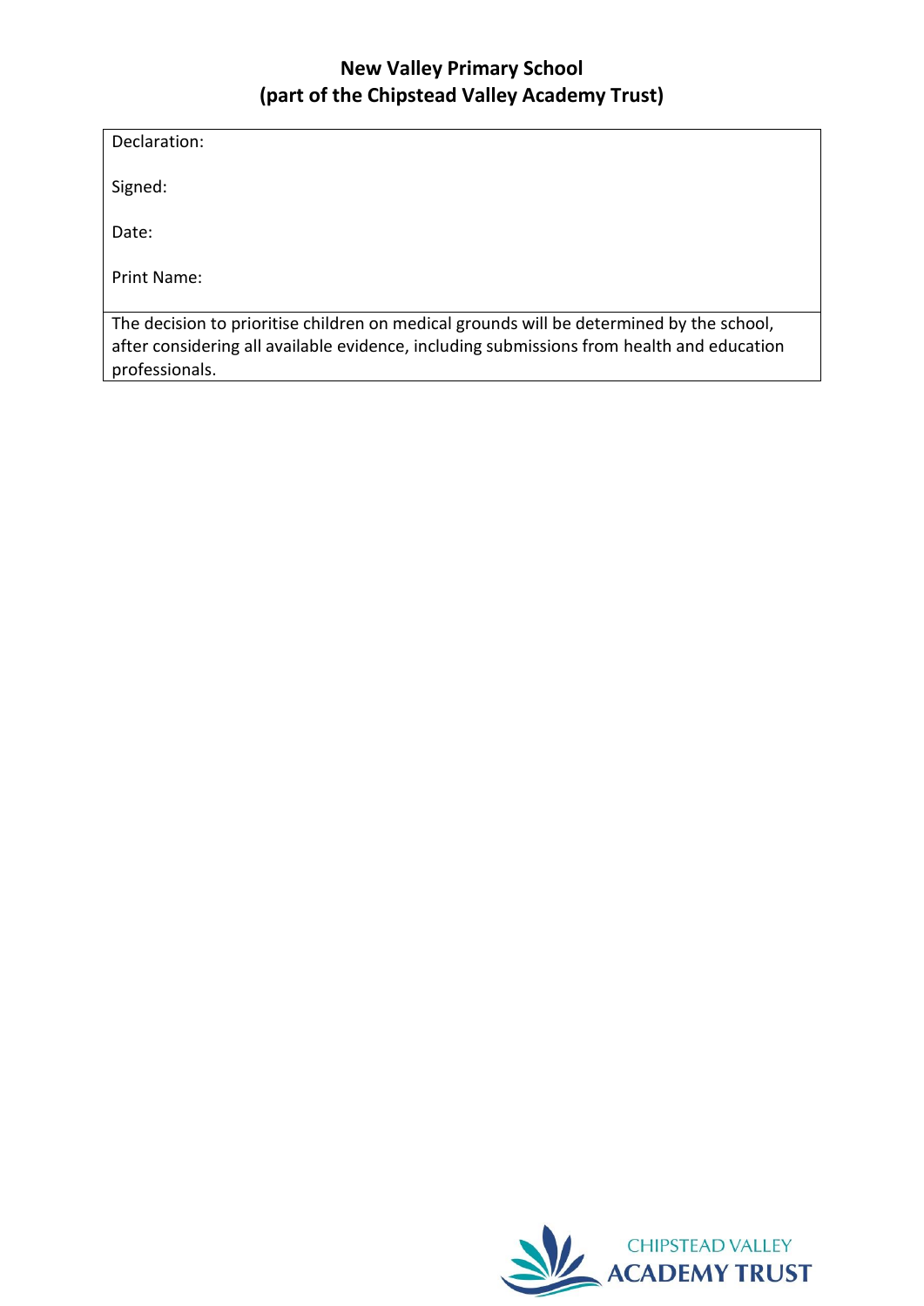**New Valley Primary School**
**(part of the Chipstead Valley Academy Trust)**

| |
|---|
| Declaration:<br><br>Signed:<br><br>Date:<br><br>Print Name: |
| The decision to prioritise children on medical grounds will be determined by the school, after considering all available evidence, including submissions from health and education professionals. |

CHIPSTEAD VALLEY
ACADEMY TRUST